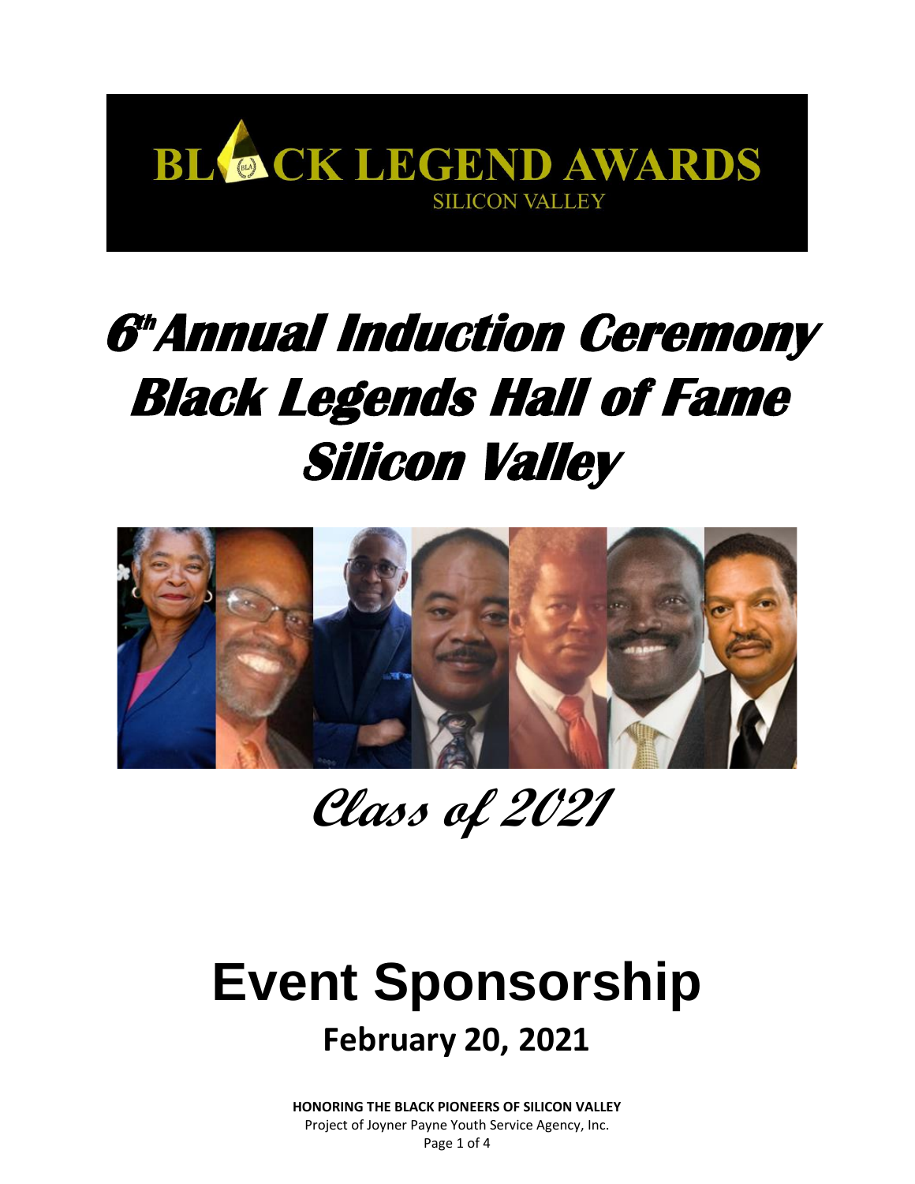BLACK LEGEND AWARDS
SILICON VALLEY

# 6th Annual Induction Ceremony
# Black Legends Hall of Fame
# Silicon Valley

## *Class of 2021*

# Event Sponsorship

## February 20, 2021

**HONORING THE BLACK PIONEERS OF SILICON VALLEY**
Project of Joyner Payne Youth Service Agency, Inc.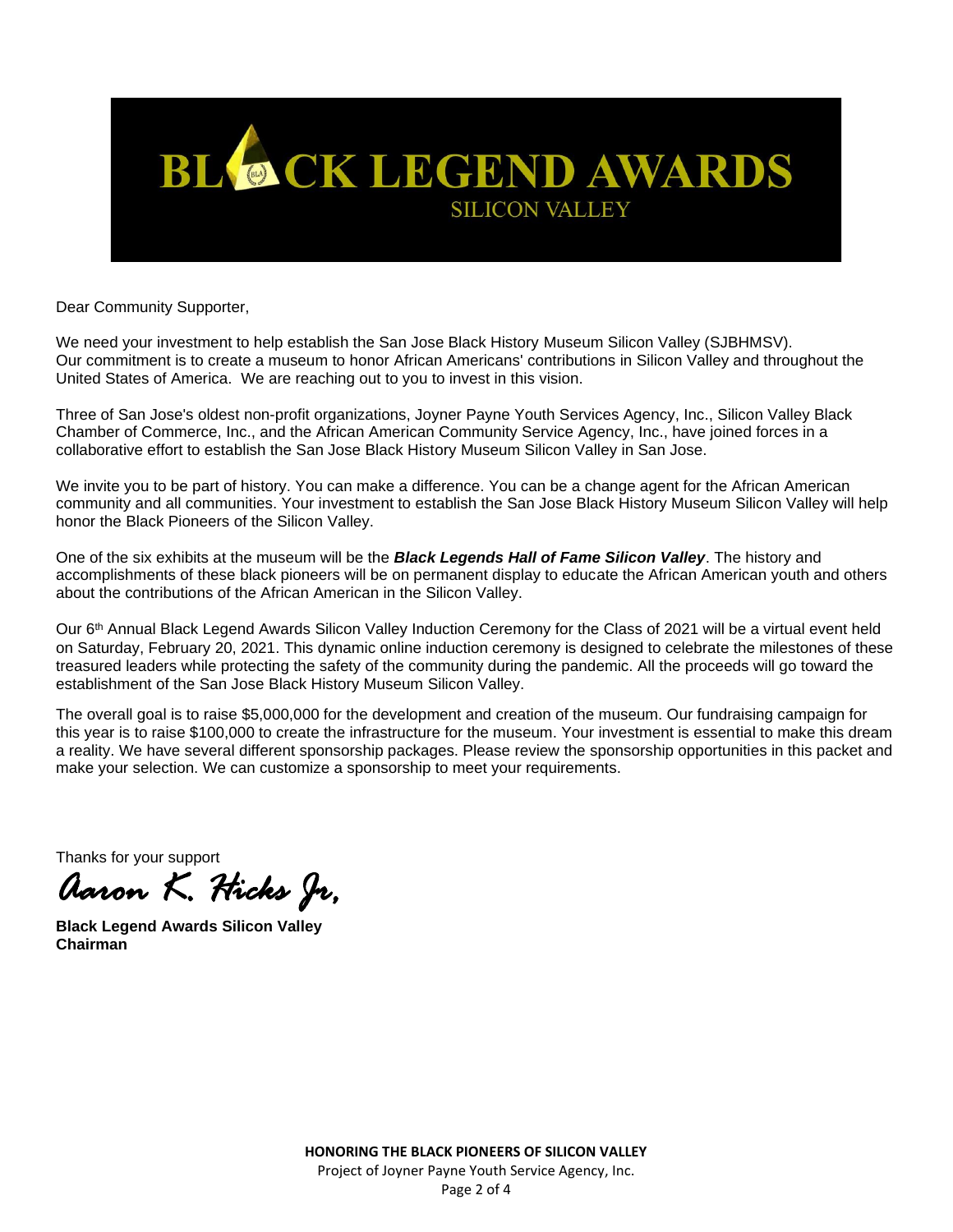# BLACK LEGEND AWARDS
## SILICON VALLEY

Dear Community Supporter,

We need your investment to help establish the San Jose Black History Museum Silicon Valley (SJBHMSV). Our commitment is to create a museum to honor African Americans' contributions in Silicon Valley and throughout the United States of America. We are reaching out to you to invest in this vision.

Three of San Jose's oldest non-profit organizations, Joyner Payne Youth Services Agency, Inc., Silicon Valley Black Chamber of Commerce, Inc., and the African American Community Service Agency, Inc., have joined forces in a collaborative effort to establish the San Jose Black History Museum Silicon Valley in San Jose.

We invite you to be part of history. You can make a difference. You can be a change agent for the African American community and all communities. Your investment to establish the San Jose Black History Museum Silicon Valley will help honor the Black Pioneers of the Silicon Valley.

One of the six exhibits at the museum will be the ***Black Legends Hall of Fame Silicon Valley***. The history and accomplishments of these black pioneers will be on permanent display to educate the African American youth and others about the contributions of the African American in the Silicon Valley.

Our 6th Annual Black Legend Awards Silicon Valley Induction Ceremony for the Class of 2021 will be a virtual event held on Saturday, February 20, 2021. This dynamic online induction ceremony is designed to celebrate the milestones of these treasured leaders while protecting the safety of the community during the pandemic. All the proceeds will go toward the establishment of the San Jose Black History Museum Silicon Valley.

The overall goal is to raise $5,000,000 for the development and creation of the museum. Our fundraising campaign for this year is to raise $100,000 to create the infrastructure for the museum. Your investment is essential to make this dream a reality. We have several different sponsorship packages. Please review the sponsorship opportunities in this packet and make your selection. We can customize a sponsorship to meet your requirements.

Thanks for your support

*Aaron K. Hicks Jr.*

**Black Legend Awards Silicon Valley**
**Chairman**

**HONORING THE BLACK PIONEERS OF SILICON VALLEY**
Project of Joyner Payne Youth Service Agency, Inc.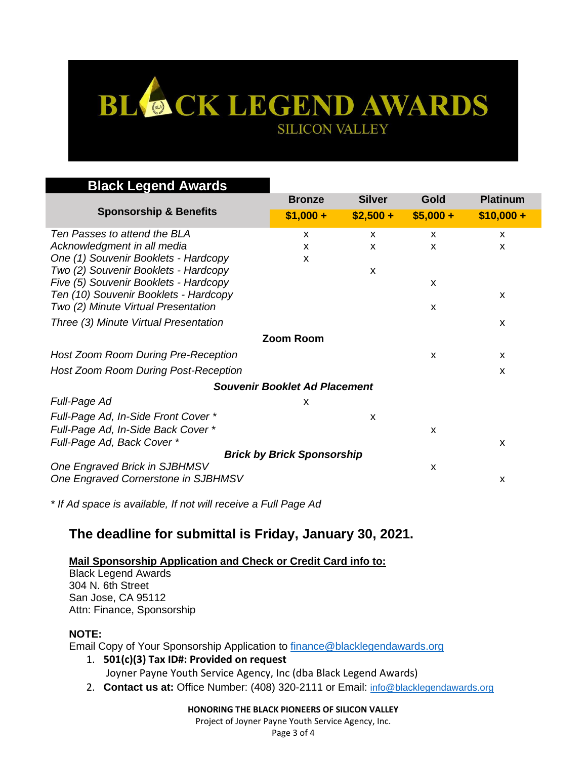# BLACK LEGEND AWARDS

SILICON VALLEY

| Black Legend Awards Sponsorship & Benefits | Bronze $1,000 + | Silver $2,500 + | Gold $5,000 + | Platinum $10,000 + |
|---|---|---|---|---|
| *Ten Passes to attend the BLA* | x | x | x | x |
| *Acknowledgment in all media* | x | x | x | x |
| *One (1) Souvenir Booklets - Hardcopy* | x | | | |
| *Two (2) Souvenir Booklets - Hardcopy* | | x | | |
| *Five (5) Souvenir Booklets - Hardcopy* | | | x | |
| *Ten (10) Souvenir Booklets - Hardcopy* | | | | x |
| *Two (2) Minute Virtual Presentation* | | | x | |
| *Three (3) Minute Virtual Presentation* | | | | x |
| **Zoom Room** | | | | |
| *Host Zoom Room During Pre-Reception* | | | x | x |
| *Host Zoom Room During Post-Reception* | | | | x |
| ***Souvenir Booklet Ad Placement*** | | | | |
| *Full-Page Ad* | x | | | |
| *Full-Page Ad, In-Side Front Cover \** | | x | | |
| *Full-Page Ad, In-Side Back Cover \** | | | x | |
| *Full-Page Ad, Back Cover \** | | | | x |
| ***Brick by Brick Sponsorship*** | | | | |
| *One Engraved Brick in SJBHMSV* | | | x | |
| *One Engraved Cornerstone in SJBHMSV* | | | | x |

*\* If Ad space is available, If not will receive a Full Page Ad*

## The deadline for submittal is Friday, January 30, 2021.

**Mail Sponsorship Application and Check or Credit Card info to:**

Black Legend Awards
304 N. 6th Street
San Jose, CA 95112
Attn: Finance, Sponsorship

**NOTE:**

Email Copy of Your Sponsorship Application to finance@blacklegendawards.org

1. **501(c)(3) Tax ID#: Provided on request**
   Joyner Payne Youth Service Agency, Inc (dba Black Legend Awards)
2. **Contact us at:** Office Number: (408) 320-2111 or Email: info@blacklegendawards.org

**HONORING THE BLACK PIONEERS OF SILICON VALLEY**

Project of Joyner Payne Youth Service Agency, Inc.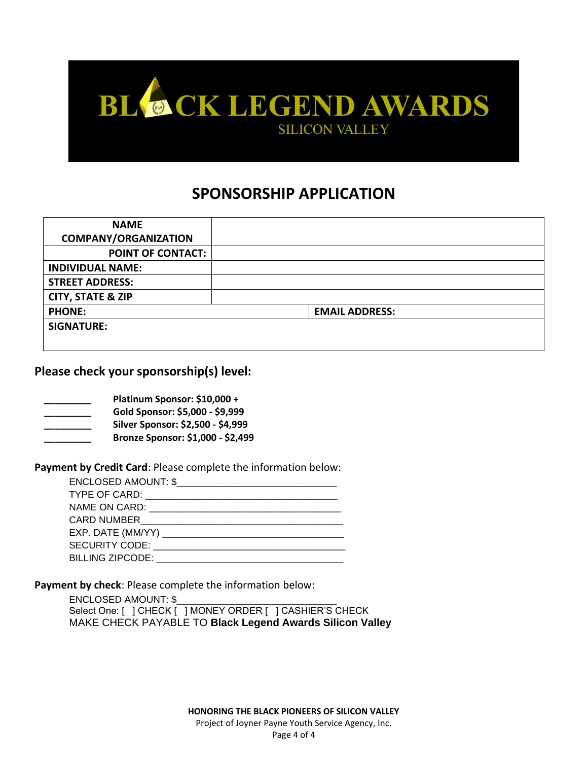# BLACK LEGEND AWARDS

SILICON VALLEY

## SPONSORSHIP APPLICATION

| | | |
|---|---|---|
| **NAME COMPANY/ORGANIZATION** | | |
| **POINT OF CONTACT:** | | |
| **INDIVIDUAL NAME:** | | |
| **STREET ADDRESS:** | | |
| **CITY, STATE & ZIP** | | |
| **PHONE:** | | **EMAIL ADDRESS:** |
| **SIGNATURE:** | | |

### Please check your sponsorship(s) level:

________ **Platinum Sponsor: $10,000 +**
________ **Gold Sponsor: $5,000 - $9,999**
________ **Silver Sponsor: $2,500 - $4,999**
________ **Bronze Sponsor: $1,000 - $2,499**

**Payment by Credit Card**: Please complete the information below:

ENCLOSED AMOUNT: $_____________________________
TYPE OF CARD: __________________________________
NAME ON CARD: __________________________________
CARD NUMBER____________________________________
EXP. DATE (MM/YY) ________________________________
SECURITY CODE: __________________________________
BILLING ZIPCODE: _________________________________

**Payment by check**: Please complete the information below:

ENCLOSED AMOUNT: $_____________________________
Select One: [ ] CHECK [ ] MONEY ORDER [ ] CASHIER'S CHECK
MAKE CHECK PAYABLE TO **Black Legend Awards Silicon Valley**

**HONORING THE BLACK PIONEERS OF SILICON VALLEY**
Project of Joyner Payne Youth Service Agency, Inc.